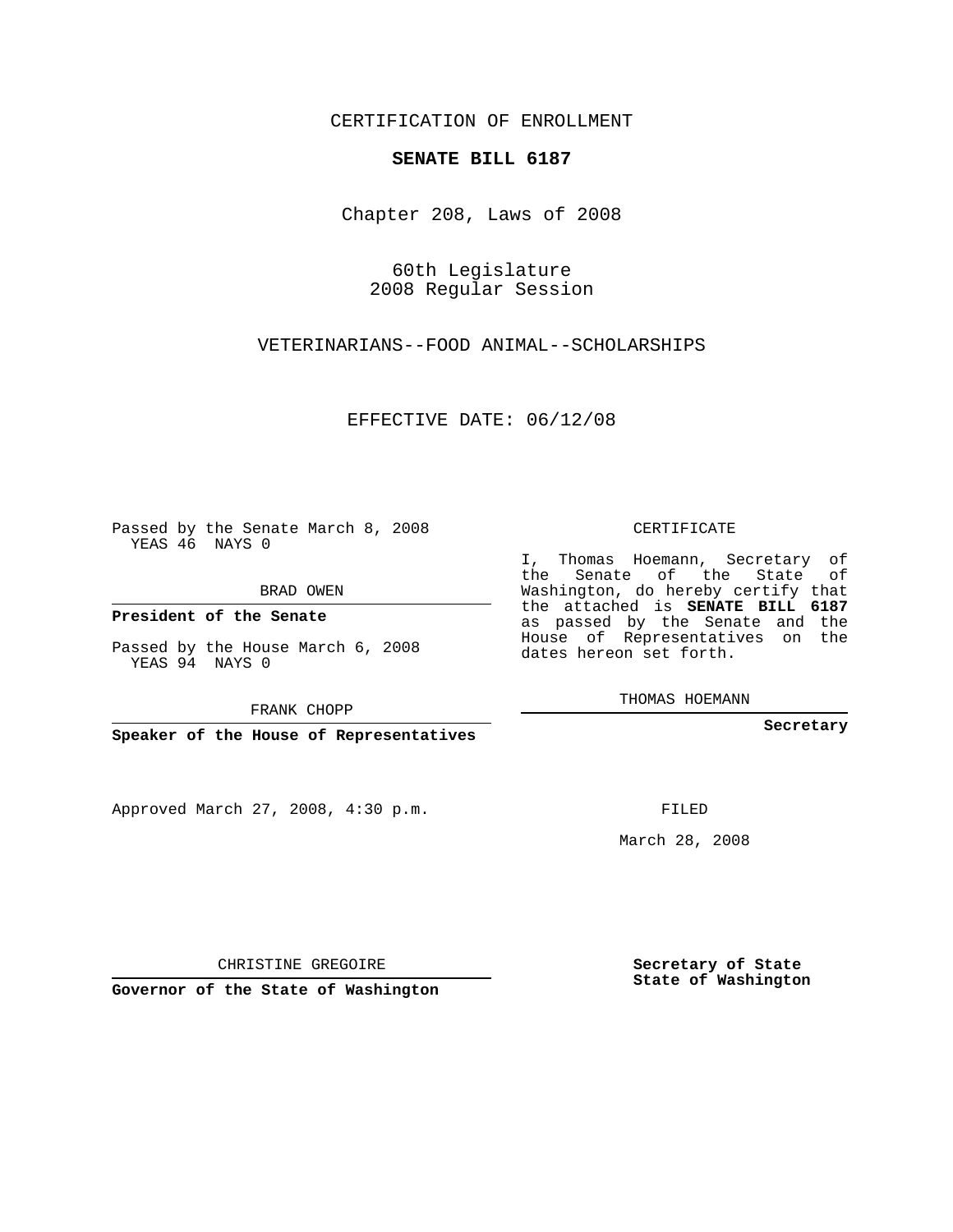CERTIFICATION OF ENROLLMENT

**SENATE BILL 6187**

Chapter 208, Laws of 2008

60th Legislature
2008 Regular Session

VETERINARIANS--FOOD ANIMAL--SCHOLARSHIPS

EFFECTIVE DATE: 06/12/08

Passed by the Senate March 8, 2008
YEAS 46 NAYS 0

BRAD OWEN

**President of the Senate**

Passed by the House March 6, 2008
YEAS 94 NAYS 0

FRANK CHOPP

**Speaker of the House of Representatives**

Approved March 27, 2008, 4:30 p.m.

CHRISTINE GREGOIRE

**Governor of the State of Washington**

CERTIFICATE

I, Thomas Hoemann, Secretary of the Senate of the State of Washington, do hereby certify that the attached is **SENATE BILL 6187** as passed by the Senate and the House of Representatives on the dates hereon set forth.

THOMAS HOEMANN

**Secretary**

FILED

March 28, 2008

**Secretary of State**
**State of Washington**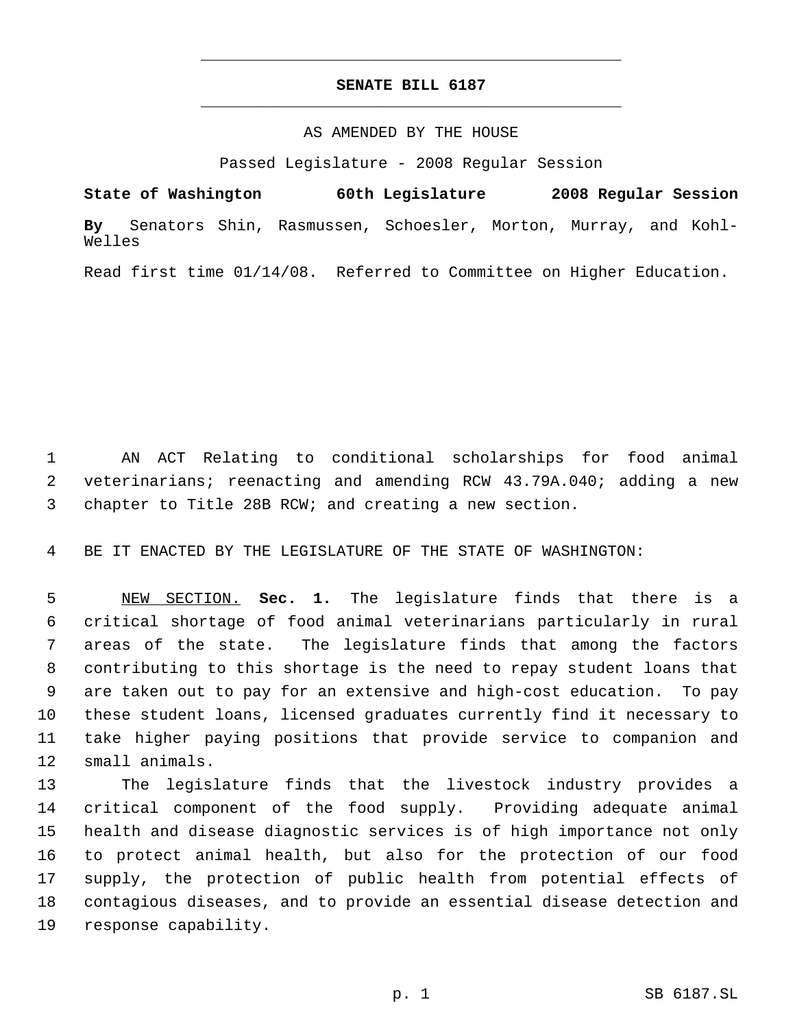# SENATE BILL 6187

AS AMENDED BY THE HOUSE

Passed Legislature - 2008 Regular Session

**State of Washington 60th Legislature 2008 Regular Session**

**By** Senators Shin, Rasmussen, Schoesler, Morton, Murray, and Kohl-Welles

Read first time 01/14/08. Referred to Committee on Higher Education.

AN ACT Relating to conditional scholarships for food animal veterinarians; reenacting and amending RCW 43.79A.040; adding a new chapter to Title 28B RCW; and creating a new section.

BE IT ENACTED BY THE LEGISLATURE OF THE STATE OF WASHINGTON:

NEW SECTION. **Sec. 1.** The legislature finds that there is a critical shortage of food animal veterinarians particularly in rural areas of the state. The legislature finds that among the factors contributing to this shortage is the need to repay student loans that are taken out to pay for an extensive and high-cost education. To pay these student loans, licensed graduates currently find it necessary to take higher paying positions that provide service to companion and small animals.

The legislature finds that the livestock industry provides a critical component of the food supply. Providing adequate animal health and disease diagnostic services is of high importance not only to protect animal health, but also for the protection of our food supply, the protection of public health from potential effects of contagious diseases, and to provide an essential disease detection and response capability.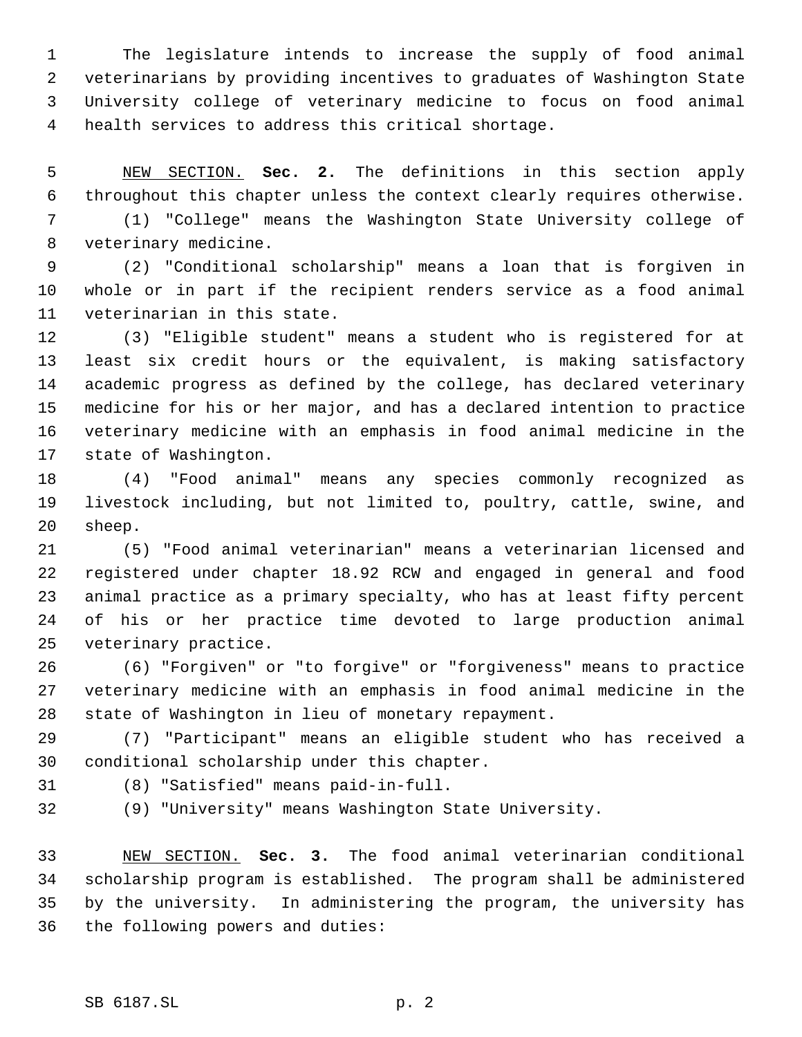The legislature intends to increase the supply of food animal veterinarians by providing incentives to graduates of Washington State University college of veterinary medicine to focus on food animal health services to address this critical shortage.

NEW SECTION. **Sec. 2.** The definitions in this section apply throughout this chapter unless the context clearly requires otherwise.

(1) "College" means the Washington State University college of veterinary medicine.

(2) "Conditional scholarship" means a loan that is forgiven in whole or in part if the recipient renders service as a food animal veterinarian in this state.

(3) "Eligible student" means a student who is registered for at least six credit hours or the equivalent, is making satisfactory academic progress as defined by the college, has declared veterinary medicine for his or her major, and has a declared intention to practice veterinary medicine with an emphasis in food animal medicine in the state of Washington.

(4) "Food animal" means any species commonly recognized as livestock including, but not limited to, poultry, cattle, swine, and sheep.

(5) "Food animal veterinarian" means a veterinarian licensed and registered under chapter 18.92 RCW and engaged in general and food animal practice as a primary specialty, who has at least fifty percent of his or her practice time devoted to large production animal veterinary practice.

(6) "Forgiven" or "to forgive" or "forgiveness" means to practice veterinary medicine with an emphasis in food animal medicine in the state of Washington in lieu of monetary repayment.

(7) "Participant" means an eligible student who has received a conditional scholarship under this chapter.

(8) "Satisfied" means paid-in-full.

(9) "University" means Washington State University.

NEW SECTION. **Sec. 3.** The food animal veterinarian conditional scholarship program is established. The program shall be administered by the university. In administering the program, the university has the following powers and duties: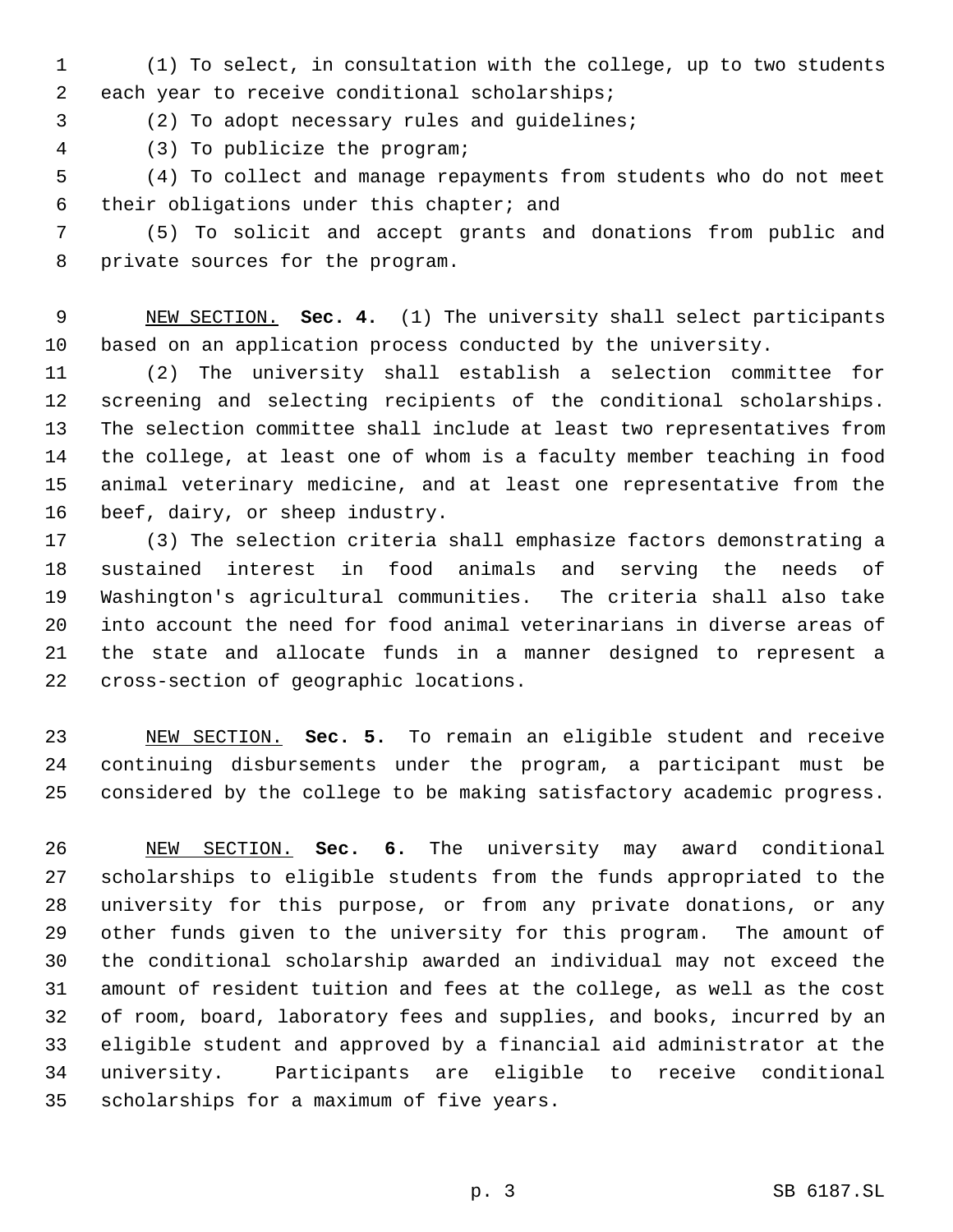(1) To select, in consultation with the college, up to two students each year to receive conditional scholarships;

(2) To adopt necessary rules and guidelines;

(3) To publicize the program;

(4) To collect and manage repayments from students who do not meet their obligations under this chapter; and

(5) To solicit and accept grants and donations from public and private sources for the program.

NEW SECTION. **Sec. 4.** (1) The university shall select participants based on an application process conducted by the university.

(2) The university shall establish a selection committee for screening and selecting recipients of the conditional scholarships. The selection committee shall include at least two representatives from the college, at least one of whom is a faculty member teaching in food animal veterinary medicine, and at least one representative from the beef, dairy, or sheep industry.

(3) The selection criteria shall emphasize factors demonstrating a sustained interest in food animals and serving the needs of Washington's agricultural communities. The criteria shall also take into account the need for food animal veterinarians in diverse areas of the state and allocate funds in a manner designed to represent a cross-section of geographic locations.

NEW SECTION. **Sec. 5.** To remain an eligible student and receive continuing disbursements under the program, a participant must be considered by the college to be making satisfactory academic progress.

NEW SECTION. **Sec. 6.** The university may award conditional scholarships to eligible students from the funds appropriated to the university for this purpose, or from any private donations, or any other funds given to the university for this program. The amount of the conditional scholarship awarded an individual may not exceed the amount of resident tuition and fees at the college, as well as the cost of room, board, laboratory fees and supplies, and books, incurred by an eligible student and approved by a financial aid administrator at the university. Participants are eligible to receive conditional scholarships for a maximum of five years.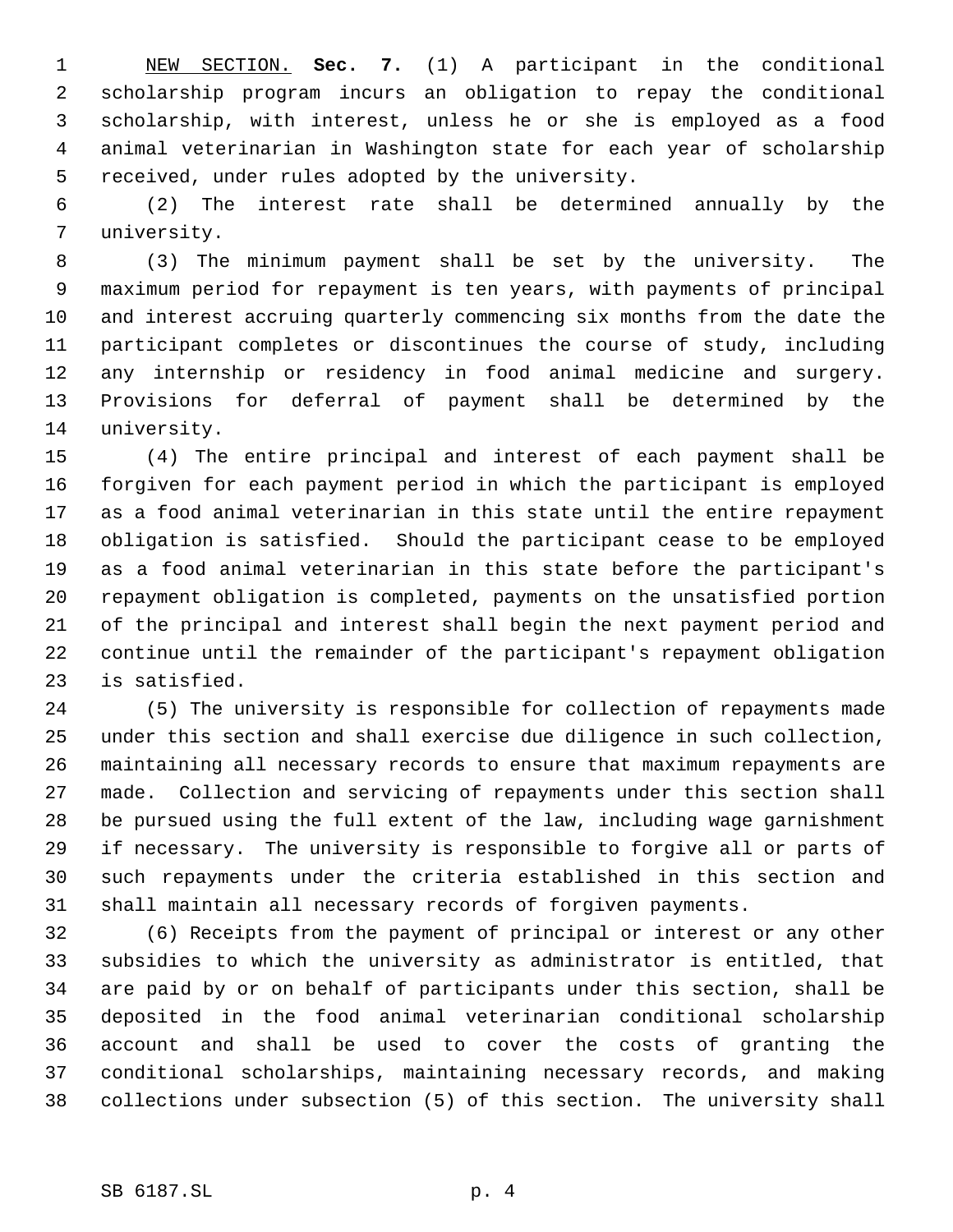NEW SECTION. **Sec. 7.** (1) A participant in the conditional scholarship program incurs an obligation to repay the conditional scholarship, with interest, unless he or she is employed as a food animal veterinarian in Washington state for each year of scholarship received, under rules adopted by the university.

(2) The interest rate shall be determined annually by the university.

(3) The minimum payment shall be set by the university. The maximum period for repayment is ten years, with payments of principal and interest accruing quarterly commencing six months from the date the participant completes or discontinues the course of study, including any internship or residency in food animal medicine and surgery. Provisions for deferral of payment shall be determined by the university.

(4) The entire principal and interest of each payment shall be forgiven for each payment period in which the participant is employed as a food animal veterinarian in this state until the entire repayment obligation is satisfied. Should the participant cease to be employed as a food animal veterinarian in this state before the participant's repayment obligation is completed, payments on the unsatisfied portion of the principal and interest shall begin the next payment period and continue until the remainder of the participant's repayment obligation is satisfied.

(5) The university is responsible for collection of repayments made under this section and shall exercise due diligence in such collection, maintaining all necessary records to ensure that maximum repayments are made. Collection and servicing of repayments under this section shall be pursued using the full extent of the law, including wage garnishment if necessary. The university is responsible to forgive all or parts of such repayments under the criteria established in this section and shall maintain all necessary records of forgiven payments.

(6) Receipts from the payment of principal or interest or any other subsidies to which the university as administrator is entitled, that are paid by or on behalf of participants under this section, shall be deposited in the food animal veterinarian conditional scholarship account and shall be used to cover the costs of granting the conditional scholarships, maintaining necessary records, and making collections under subsection (5) of this section. The university shall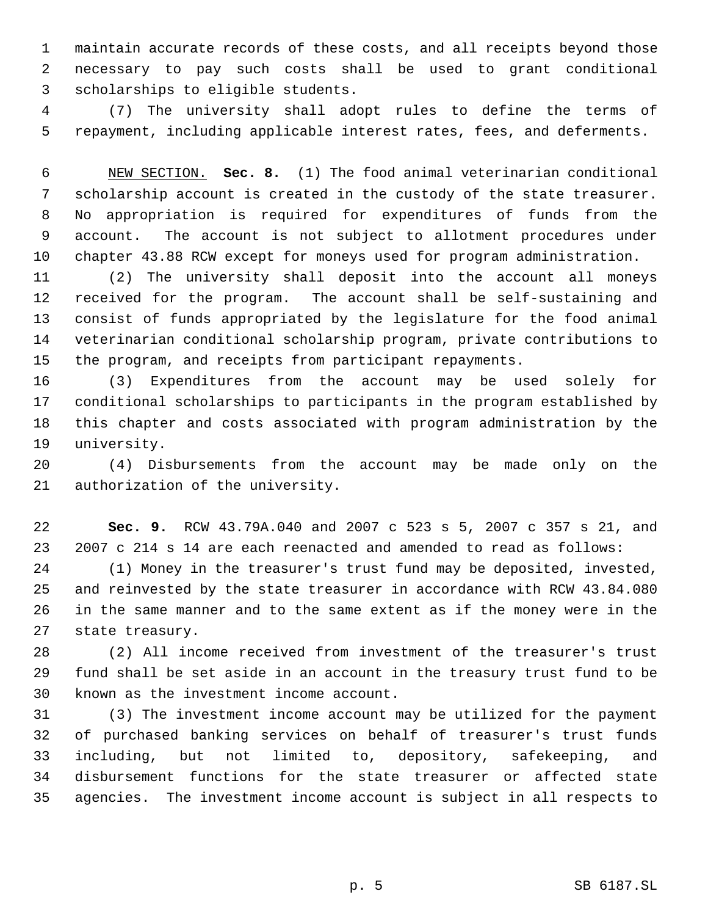maintain accurate records of these costs, and all receipts beyond those necessary to pay such costs shall be used to grant conditional scholarships to eligible students.

(7) The university shall adopt rules to define the terms of repayment, including applicable interest rates, fees, and deferments.

NEW SECTION. **Sec. 8.** (1) The food animal veterinarian conditional scholarship account is created in the custody of the state treasurer. No appropriation is required for expenditures of funds from the account. The account is not subject to allotment procedures under chapter 43.88 RCW except for moneys used for program administration.

(2) The university shall deposit into the account all moneys received for the program. The account shall be self-sustaining and consist of funds appropriated by the legislature for the food animal veterinarian conditional scholarship program, private contributions to the program, and receipts from participant repayments.

(3) Expenditures from the account may be used solely for conditional scholarships to participants in the program established by this chapter and costs associated with program administration by the university.

(4) Disbursements from the account may be made only on the authorization of the university.

**Sec. 9.** RCW 43.79A.040 and 2007 c 523 s 5, 2007 c 357 s 21, and 2007 c 214 s 14 are each reenacted and amended to read as follows:

(1) Money in the treasurer's trust fund may be deposited, invested, and reinvested by the state treasurer in accordance with RCW 43.84.080 in the same manner and to the same extent as if the money were in the state treasury.

(2) All income received from investment of the treasurer's trust fund shall be set aside in an account in the treasury trust fund to be known as the investment income account.

(3) The investment income account may be utilized for the payment of purchased banking services on behalf of treasurer's trust funds including, but not limited to, depository, safekeeping, and disbursement functions for the state treasurer or affected state agencies. The investment income account is subject in all respects to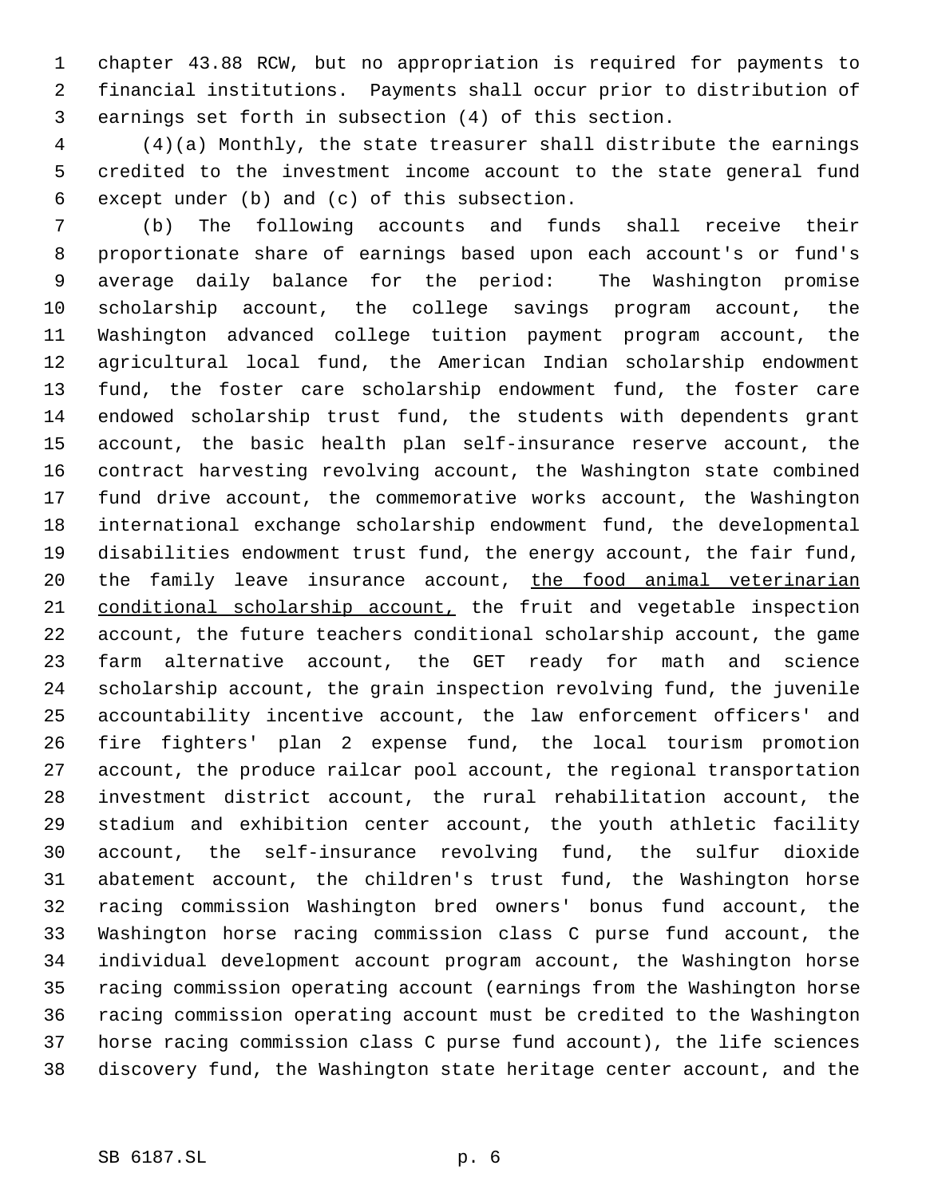chapter 43.88 RCW, but no appropriation is required for payments to financial institutions. Payments shall occur prior to distribution of earnings set forth in subsection (4) of this section.

(4)(a) Monthly, the state treasurer shall distribute the earnings credited to the investment income account to the state general fund except under (b) and (c) of this subsection.

(b) The following accounts and funds shall receive their proportionate share of earnings based upon each account's or fund's average daily balance for the period: The Washington promise scholarship account, the college savings program account, the Washington advanced college tuition payment program account, the agricultural local fund, the American Indian scholarship endowment fund, the foster care scholarship endowment fund, the foster care endowed scholarship trust fund, the students with dependents grant account, the basic health plan self-insurance reserve account, the contract harvesting revolving account, the Washington state combined fund drive account, the commemorative works account, the Washington international exchange scholarship endowment fund, the developmental disabilities endowment trust fund, the energy account, the fair fund, the family leave insurance account, <u>the food animal veterinarian conditional scholarship account,</u> the fruit and vegetable inspection account, the future teachers conditional scholarship account, the game farm alternative account, the GET ready for math and science scholarship account, the grain inspection revolving fund, the juvenile accountability incentive account, the law enforcement officers' and fire fighters' plan 2 expense fund, the local tourism promotion account, the produce railcar pool account, the regional transportation investment district account, the rural rehabilitation account, the stadium and exhibition center account, the youth athletic facility account, the self-insurance revolving fund, the sulfur dioxide abatement account, the children's trust fund, the Washington horse racing commission Washington bred owners' bonus fund account, the Washington horse racing commission class C purse fund account, the individual development account program account, the Washington horse racing commission operating account (earnings from the Washington horse racing commission operating account must be credited to the Washington horse racing commission class C purse fund account), the life sciences discovery fund, the Washington state heritage center account, and the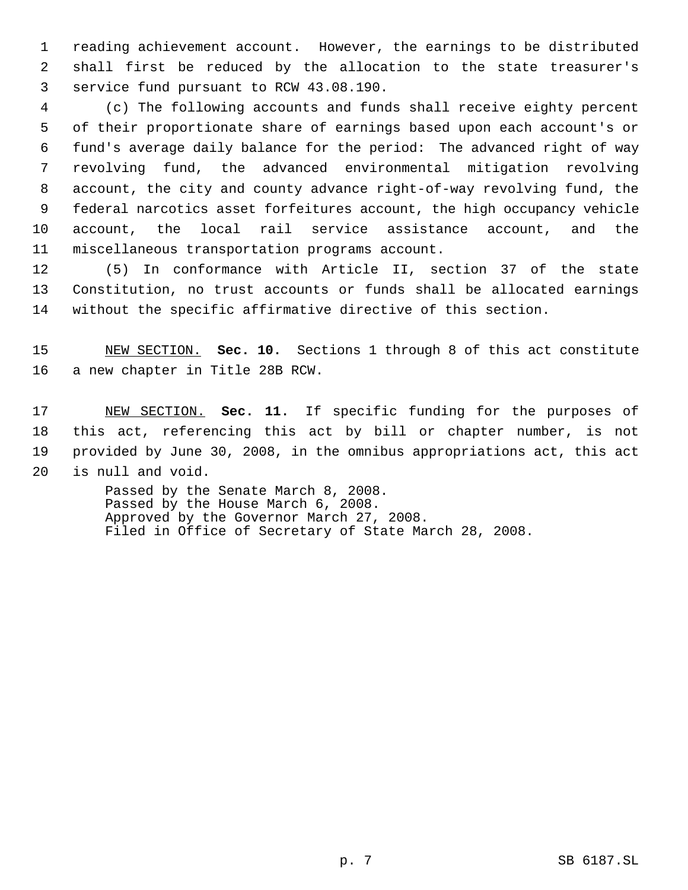reading achievement account. However, the earnings to be distributed shall first be reduced by the allocation to the state treasurer's service fund pursuant to RCW 43.08.190.

(c) The following accounts and funds shall receive eighty percent of their proportionate share of earnings based upon each account's or fund's average daily balance for the period: The advanced right of way revolving fund, the advanced environmental mitigation revolving account, the city and county advance right-of-way revolving fund, the federal narcotics asset forfeitures account, the high occupancy vehicle account, the local rail service assistance account, and the miscellaneous transportation programs account.

(5) In conformance with Article II, section 37 of the state Constitution, no trust accounts or funds shall be allocated earnings without the specific affirmative directive of this section.

NEW SECTION. **Sec. 10.** Sections 1 through 8 of this act constitute a new chapter in Title 28B RCW.

NEW SECTION. **Sec. 11.** If specific funding for the purposes of this act, referencing this act by bill or chapter number, is not provided by June 30, 2008, in the omnibus appropriations act, this act is null and void.

Passed by the Senate March 8, 2008.
Passed by the House March 6, 2008.
Approved by the Governor March 27, 2008.
Filed in Office of Secretary of State March 28, 2008.